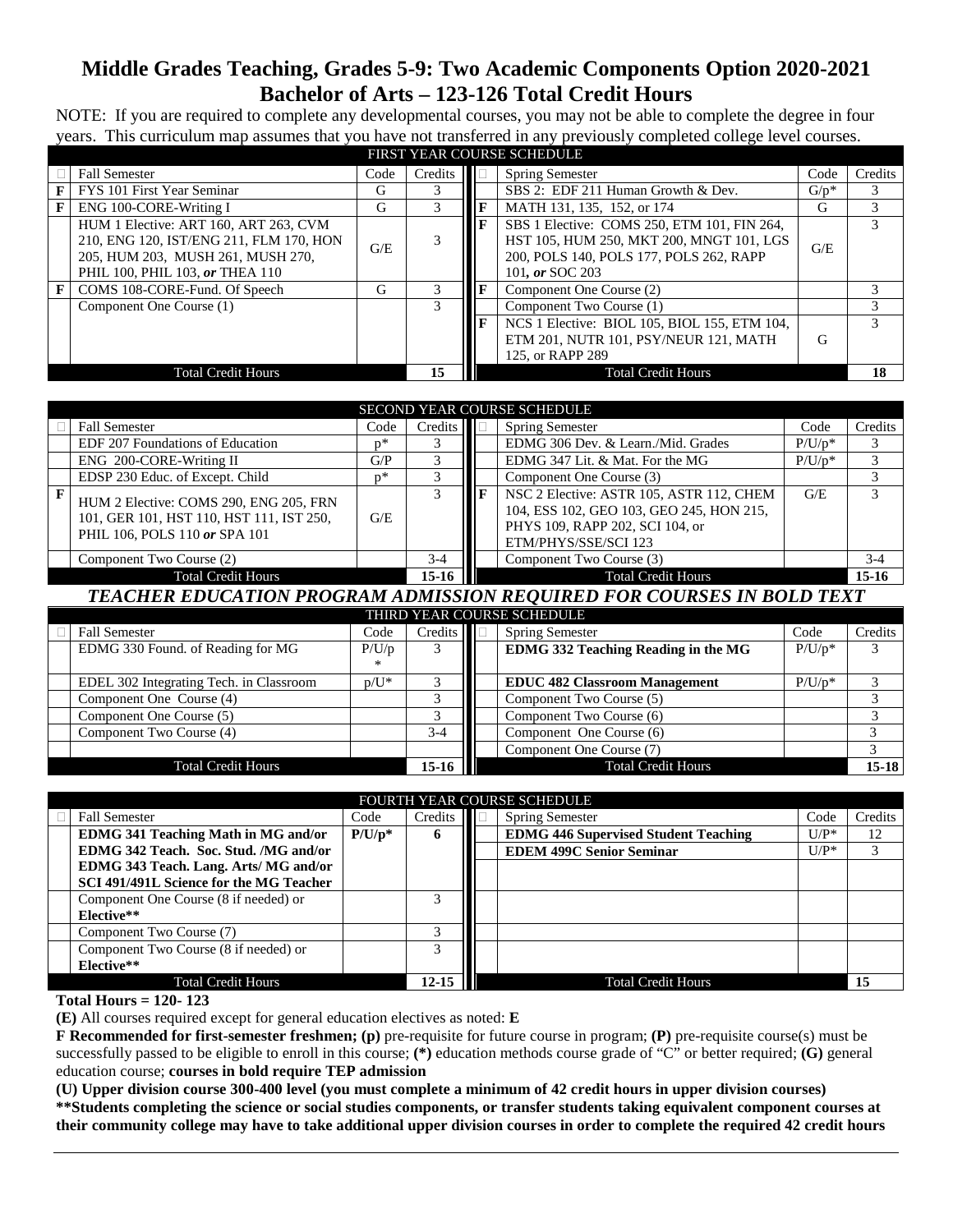# Middle Grades Teaching, Grades 5-9: Two Academic Components Option 2020-2021
## Bachelor of Arts – 123-126 Total Credit Hours

NOTE: If you are required to complete any developmental courses, you may not be able to complete the degree in four years. This curriculum map assumes that you have not transferred in any previously completed college level courses.

**FIRST YEAR COURSE SCHEDULE**

| ☐ | Fall Semester | Code | Credits | ☐ | Spring Semester | Code | Credits |
|---|---|---|---|---|---|---|---|
| F | FYS 101 First Year Seminar | G | 3 | | SBS 2: EDF 211 Human Growth & Dev. | G/p* | 3 |
| F | ENG 100-CORE-Writing I | G | 3 | F | MATH 131, 135, 152, or 174 | G | 3 |
| | HUM 1 Elective: ART 160, ART 263, CVM 210, ENG 120, IST/ENG 211, FLM 170, HON 205, HUM 203, MUSH 261, MUSH 270, PHIL 100, PHIL 103, *or* THEA 110 | G/E | 3 | F | SBS 1 Elective: COMS 250, ETM 101, FIN 264, HST 105, HUM 250, MKT 200, MNGT 101, LGS 200, POLS 140, POLS 177, POLS 262, RAPP 101*, or* SOC 203 | G/E | 3 |
| F | COMS 108-CORE-Fund. Of Speech | G | 3 | F | Component One Course (2) | | 3 |
| | Component One Course (1) | | 3 | | Component Two Course (1) | | 3 |
| | | | | F | NCS 1 Elective: BIOL 105, BIOL 155, ETM 104, ETM 201, NUTR 101, PSY/NEUR 121, MATH 125, or RAPP 289 | G | 3 |
| | Total Credit Hours | | 15 | | Total Credit Hours | | 18 |

**SECOND YEAR COURSE SCHEDULE**

| ☐ | Fall Semester | Code | Credits | ☐ | Spring Semester | Code | Credits |
|---|---|---|---|---|---|---|---|
| | EDF 207 Foundations of Education | p* | 3 | | EDMG 306 Dev. & Learn./Mid. Grades | P/U/p* | 3 |
| | ENG 200-CORE-Writing II | G/P | 3 | | EDMG 347 Lit. & Mat. For the MG | P/U/p* | 3 |
| | EDSP 230 Educ. of Except. Child | p* | 3 | | Component One Course (3) | | 3 |
| F | HUM 2 Elective: COMS 290, ENG 205, FRN 101, GER 101, HST 110, HST 111, IST 250, PHIL 106, POLS 110 *or* SPA 101 | G/E | 3 | F | NSC 2 Elective: ASTR 105, ASTR 112, CHEM 104, ESS 102, GEO 103, GEO 245, HON 215, PHYS 109, RAPP 202, SCI 104, or ETM/PHYS/SSE/SCI 123 | G/E | 3 |
| | Component Two Course (2) | | 3-4 | | Component Two Course (3) | | 3-4 |
| | Total Credit Hours | | 15-16 | | Total Credit Hours | | 15-16 |

***TEACHER EDUCATION PROGRAM ADMISSION REQUIRED FOR COURSES IN BOLD TEXT***

**THIRD YEAR COURSE SCHEDULE**

| ☐ | Fall Semester | Code | Credits | ☐ | Spring Semester | Code | Credits |
|---|---|---|---|---|---|---|---|
| | EDMG 330 Found. of Reading for MG | P/U/p* | 3 | | **EDMG 332 Teaching Reading in the MG** | P/U/p* | 3 |
| | EDEL 302 Integrating Tech. in Classroom | p/U* | 3 | | **EDUC 482 Classroom Management** | P/U/p* | 3 |
| | Component One Course (4) | | 3 | | Component Two Course (5) | | 3 |
| | Component One Course (5) | | 3 | | Component Two Course (6) | | 3 |
| | Component Two Course (4) | | 3-4 | | Component One Course (6) | | 3 |
| | | | | | Component One Course (7) | | 3 |
| | Total Credit Hours | | 15-16 | | Total Credit Hours | | 15-18 |

**FOURTH YEAR COURSE SCHEDULE**

| ☐ | Fall Semester | Code | Credits | ☐ | Spring Semester | Code | Credits |
|---|---|---|---|---|---|---|---|
| | **EDMG 341 Teaching Math in MG and/or EDMG 342 Teach. Soc. Stud. /MG and/or EDMG 343 Teach. Lang. Arts/ MG and/or SCI 491/491L Science for the MG Teacher** | **P/U/p*** | **6** | | **EDMG 446 Supervised Student Teaching** | U/P* | 12 |
| | | | | | **EDEM 499C Senior Seminar** | U/P* | 3 |
| | Component One Course (8 if needed) or **Elective**** | | 3 | | | | |
| | Component Two Course (7) | | 3 | | | | |
| | Component Two Course (8 if needed) or **Elective**** | | 3 | | | | |
| | Total Credit Hours | | 12-15 | | Total Credit Hours | | 15 |

**Total Hours = 120- 123**

**(E)** All courses required except for general education electives as noted: **E**

**F Recommended for first-semester freshmen; (p)** pre-requisite for future course in program; **(P)** pre-requisite course(s) must be successfully passed to be eligible to enroll in this course; **(*)** education methods course grade of "C" or better required; **(G)** general education course; **courses in bold require TEP admission**

**(U) Upper division course 300-400 level (you must complete a minimum of 42 credit hours in upper division courses)**

****Students completing the science or social studies components, or transfer students taking equivalent component courses at their community college may have to take additional upper division courses in order to complete the required 42 credit hours**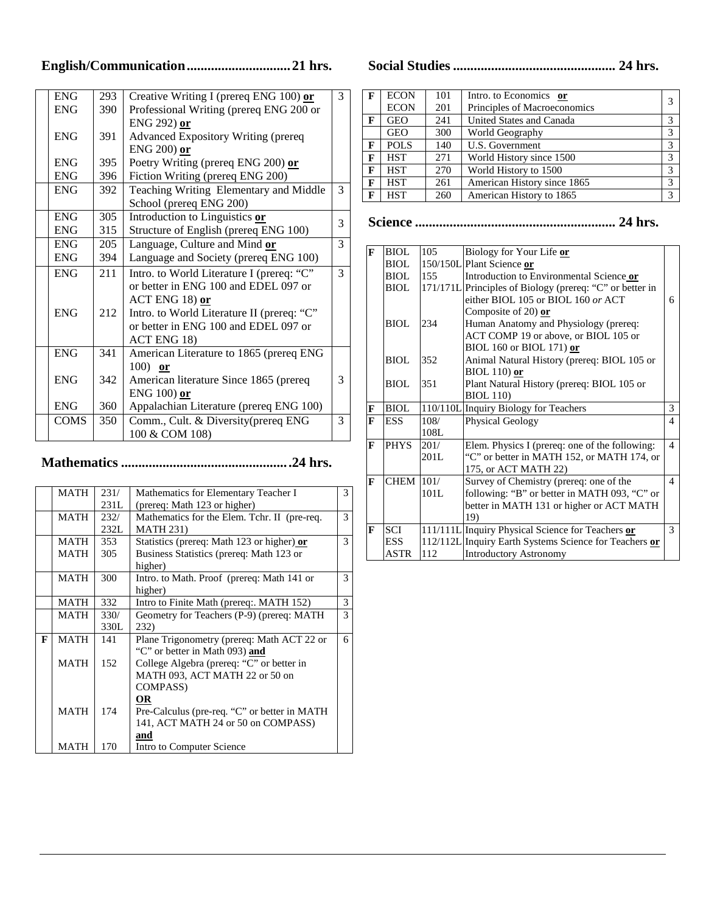## English/Communication .............................21 hrs.

| | | | | |
|---|---|---|---|---|
| | ENG | 293 | Creative Writing I (prereq ENG 100) **or** | 3 |
| | ENG | 390 | Professional Writing (prereq ENG 200 or ENG 292) **or** | |
| | ENG | 391 | Advanced Expository Writing (prereq ENG 200) **or** | |
| | ENG | 395 | Poetry Writing (prereq ENG 200) **or** | |
| | ENG | 396 | Fiction Writing (prereq ENG 200) | |
| | ENG | 392 | Teaching Writing Elementary and Middle School (prereq ENG 200) | 3 |
| | ENG | 305 | Introduction to Linguistics **or** | 3 |
| | ENG | 315 | Structure of English (prereq ENG 100) | |
| | ENG | 205 | Language, Culture and Mind **or** | 3 |
| | ENG | 394 | Language and Society (prereq ENG 100) | |
| | ENG | 211 | Intro. to World Literature I (prereq: "C" or better in ENG 100 and EDEL 097 or ACT ENG 18) **or** | 3 |
| | ENG | 212 | Intro. to World Literature II (prereq: "C" or better in ENG 100 and EDEL 097 or ACT ENG 18) | |
| | ENG | 341 | American Literature to 1865 (prereq ENG 100) **or** | 3 |
| | ENG | 342 | American literature Since 1865 (prereq ENG 100) **or** | |
| | ENG | 360 | Appalachian Literature (prereq ENG 100) | |
| | COMS | 350 | Comm., Cult. & Diversity(prereq ENG 100 & COM 108) | 3 |

## Mathematics ...............................................24 hrs.

| | | | | |
|---|---|---|---|---|
| | MATH | 231/ 231L | Mathematics for Elementary Teacher I (prereq: Math 123 or higher) | 3 |
| | MATH | 232/ 232L | Mathematics for the Elem. Tchr. II (pre-req. MATH 231) | 3 |
| | MATH | 353 | Statistics (prereq: Math 123 or higher) **or** | 3 |
| | MATH | 305 | Business Statistics (prereq: Math 123 or higher) | |
| | MATH | 300 | Intro. to Math. Proof (prereq: Math 141 or higher) | 3 |
| | MATH | 332 | Intro to Finite Math (prereq:. MATH 152) | 3 |
| | MATH | 330/ 330L | Geometry for Teachers (P-9) (prereq: MATH 232) | 3 |
| F | MATH | 141 | Plane Trigonometry (prereq: Math ACT 22 or "C" or better in Math 093) **and** | 6 |
| | MATH | 152 | College Algebra (prereq: "C" or better in MATH 093, ACT MATH 22 or 50 on COMPASS) **OR** | |
| | MATH | 174 | Pre-Calculus (pre-req. "C" or better in MATH 141, ACT MATH 24 or 50 on COMPASS) **and** | |
| | MATH | 170 | Intro to Computer Science | |

## Social Studies .............................................. 24 hrs.

| | | | | |
|---|---|---|---|---|
| F | ECON | 101 | Intro. to Economics **or** | 3 |
| | ECON | 201 | Principles of Macroeconomics | |
| F | GEO | 241 | United States and Canada | 3 |
| | GEO | 300 | World Geography | 3 |
| F | POLS | 140 | U.S. Government | 3 |
| F | HST | 271 | World History since 1500 | 3 |
| F | HST | 270 | World History to 1500 | 3 |
| F | HST | 261 | American History since 1865 | 3 |
| F | HST | 260 | American History to 1865 | 3 |

## Science ......................................................... 24 hrs.

| | | | | |
|---|---|---|---|---|
| F | BIOL | 105 | Biology for Your Life **or** | 6 |
| | BIOL | 150/150L | Plant Science **or** | |
| | BIOL | 155 | Introduction to Environmental Science **or** | |
| | BIOL | 171/171L | Principles of Biology (prereq: "C" or better in either BIOL 105 or BIOL 160 *or* ACT Composite of 20) **or** | |
| | BIOL | 234 | Human Anatomy and Physiology (prereq: ACT COMP 19 or above, or BIOL 105 or BIOL 160 or BIOL 171) **or** | |
| | BIOL | 352 | Animal Natural History (prereq: BIOL 105 or BIOL 110) **or** | |
| | BIOL | 351 | Plant Natural History (prereq: BIOL 105 or BIOL 110) | |
| F | BIOL | 110/110L | Inquiry Biology for Teachers | 3 |
| F | ESS | 108/ 108L | Physical Geology | 4 |
| F | PHYS | 201/ 201L | Elem. Physics I (prereq: one of the following: "C" or better in MATH 152, or MATH 174, or 175, or ACT MATH 22) | 4 |
| F | CHEM | 101/ 101L | Survey of Chemistry (prereq: one of the following: "B" or better in MATH 093, "C" or better in MATH 131 or higher or ACT MATH 19) | 4 |
| F | SCI | 111/111L | Inquiry Physical Science for Teachers **or** | 3 |
| | ESS | 112/112L | Inquiry Earth Systems Science for Teachers **or** | |
| | ASTR | 112 | Introductory Astronomy | |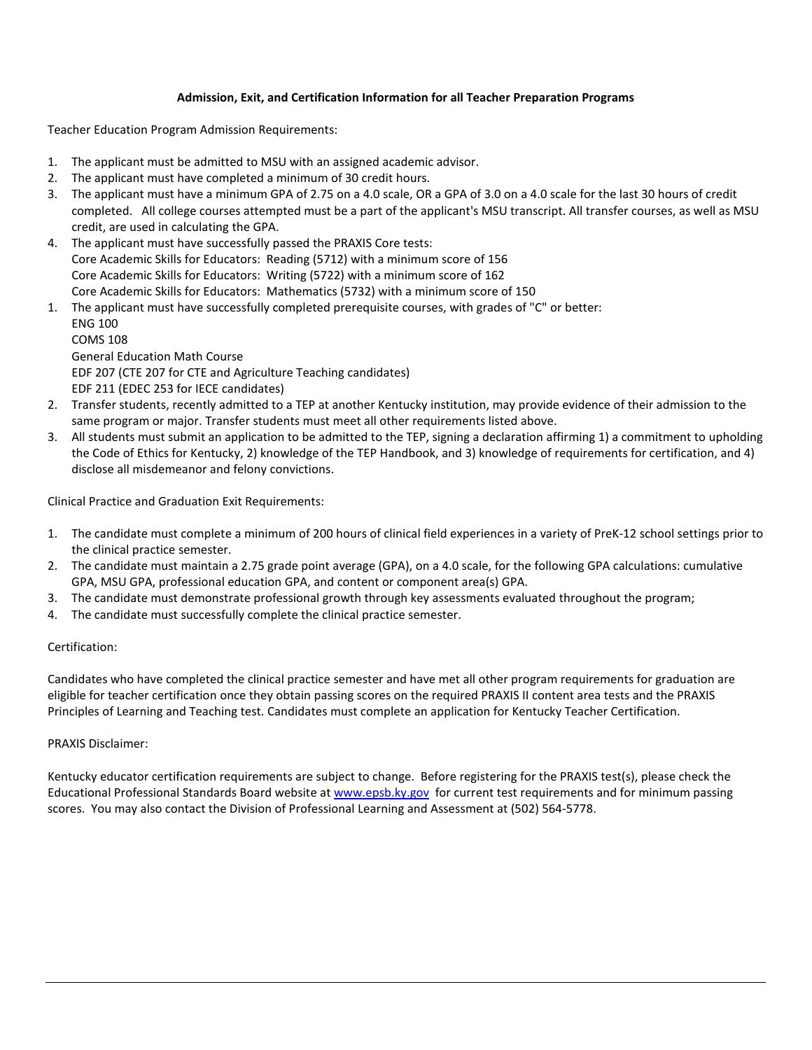**Admission, Exit, and Certification Information for all Teacher Preparation Programs**

Teacher Education Program Admission Requirements:

1. The applicant must be admitted to MSU with an assigned academic advisor.
2. The applicant must have completed a minimum of 30 credit hours.
3. The applicant must have a minimum GPA of 2.75 on a 4.0 scale, OR a GPA of 3.0 on a 4.0 scale for the last 30 hours of credit completed. All college courses attempted must be a part of the applicant's MSU transcript. All transfer courses, as well as MSU credit, are used in calculating the GPA.
4. The applicant must have successfully passed the PRAXIS Core tests:
   Core Academic Skills for Educators: Reading (5712) with a minimum score of 156
   Core Academic Skills for Educators: Writing (5722) with a minimum score of 162
   Core Academic Skills for Educators: Mathematics (5732) with a minimum score of 150

1. The applicant must have successfully completed prerequisite courses, with grades of "C" or better:
   ENG 100
   COMS 108
   General Education Math Course
   EDF 207 (CTE 207 for CTE and Agriculture Teaching candidates)
   EDF 211 (EDEC 253 for IECE candidates)
2. Transfer students, recently admitted to a TEP at another Kentucky institution, may provide evidence of their admission to the same program or major. Transfer students must meet all other requirements listed above.
3. All students must submit an application to be admitted to the TEP, signing a declaration affirming 1) a commitment to upholding the Code of Ethics for Kentucky, 2) knowledge of the TEP Handbook, and 3) knowledge of requirements for certification, and 4) disclose all misdemeanor and felony convictions.

Clinical Practice and Graduation Exit Requirements:

1. The candidate must complete a minimum of 200 hours of clinical field experiences in a variety of PreK-12 school settings prior to the clinical practice semester.
2. The candidate must maintain a 2.75 grade point average (GPA), on a 4.0 scale, for the following GPA calculations: cumulative GPA, MSU GPA, professional education GPA, and content or component area(s) GPA.
3. The candidate must demonstrate professional growth through key assessments evaluated throughout the program;
4. The candidate must successfully complete the clinical practice semester.

Certification:

Candidates who have completed the clinical practice semester and have met all other program requirements for graduation are eligible for teacher certification once they obtain passing scores on the required PRAXIS II content area tests and the PRAXIS Principles of Learning and Teaching test. Candidates must complete an application for Kentucky Teacher Certification.

PRAXIS Disclaimer:

Kentucky educator certification requirements are subject to change. Before registering for the PRAXIS test(s), please check the Educational Professional Standards Board website at www.epsb.ky.gov for current test requirements and for minimum passing scores. You may also contact the Division of Professional Learning and Assessment at (502) 564-5778.